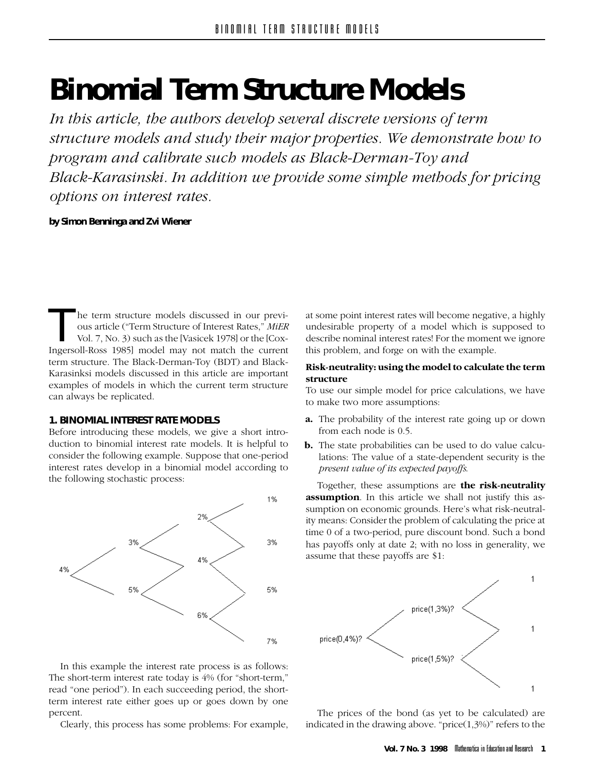# Binomial Term Structure Models

*In this article, the authors develop several discrete versions of term structure models and study their major properties. We demonstrate how to program and calibrate such models as Black-Derman-Toy and Black-Karasinski. In addition we provide some simple methods for pricing options on interest rates.*

**by Simon Benninga and Zvi Wiener**

The term structure models discussed in our previous article ("Term Structure of Interest Rates," *MiER* Vol. 7, No. 3) such as the [Vasicek 1978] or the [Cox-Ingersoll-Ross 1985] model may not match the current term structure. The Black-Derman-Toy (BDT) and Black-Karasinksi models discussed in this article are important examples of models in which the current term structure can always be replicated.

## 1. BINOMIAL INTEREST RATE MODELS

Before introducing these models, we give a short introduction to binomial interest rate models. It is helpful to consider the following example. Suppose that one-period interest rates develop in a binomial model according to the following stochastic process:

```
                              1%
                  2%
        3%                    3%
4%                4%
        5%                    5%
                  6%
                              7%
```

In this example the interest rate process is as follows: The short-term interest rate today is 4% (for "short-term," read "one period"). In each succeeding period, the short-term interest rate either goes up or goes down by one percent.

Clearly, this process has some problems: For example, at some point interest rates will become negative, a highly undesirable property of a model which is supposed to describe nominal interest rates! For the moment we ignore this problem, and forge on with the example.

### Risk-neutrality: using the model to calculate the term structure

To use our simple model for price calculations, we have to make two more assumptions:

**a.** The probability of the interest rate going up or down from each node is 0.5.

**b.** The state probabilities can be used to do value calculations: The value of a state-dependent security is the *present value of its expected payoffs*.

Together, these assumptions are **the risk-neutrality assumption**. In this article we shall not justify this assumption on economic grounds. Here's what risk-neutrality means: Consider the problem of calculating the price at time 0 of a two-period, pure discount bond. Such a bond has payoffs only at date 2; with no loss in generality, we assume that these payoffs are \$1:

```
                                   1
                  price(1,3%)?
price(0,4%)?                       1
                  price(1,5%)?
                                   1
```

The prices of the bond (as yet to be calculated) are indicated in the drawing above. "price(1,3%)" refers to the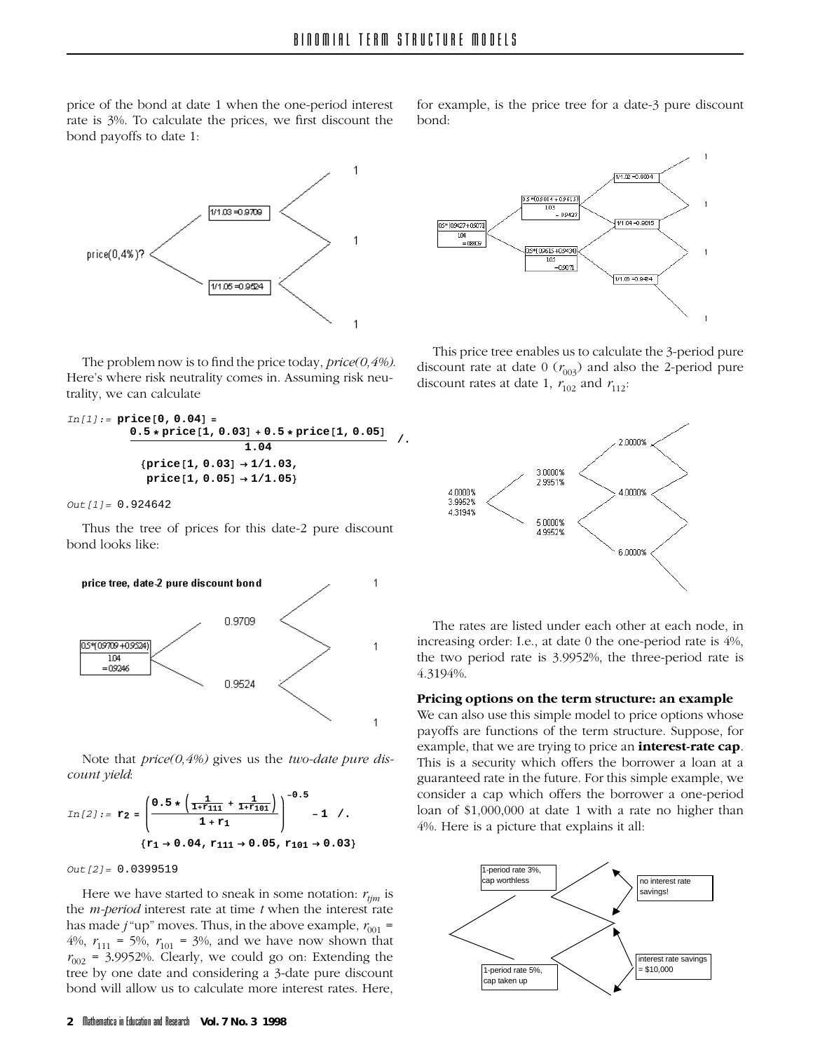price of the bond at date 1 when the one-period interest rate is 3%. To calculate the prices, we first discount the bond payoffs to date 1:

The problem now is to find the price today, *price(0,4%)*. Here's where risk neutrality comes in. Assuming risk neutrality, we can calculate

```
In[1]:= price[0, 0.04] =
          (0.5 * price[1, 0.03] + 0.5 * price[1, 0.05]) / 1.04  /.
          {price[1, 0.03] → 1/1.03,
           price[1, 0.05] → 1/1.05}

Out[1]= 0.924642
```

Thus the tree of prices for this date-2 pure discount bond looks like:

Note that *price(0,4%)* gives us the *two-date pure discount yield*:

```
In[2]:= r2 = (0.5 * (1/(1+r111) + 1/(1+r101)) / (1 + r1))^-0.5 - 1 /.
          {r1 → 0.04, r111 → 0.05, r101 → 0.03}

Out[2]= 0.0399519
```

Here we have started to sneak in some notation: $r_{tjm}$ is the *m-period* interest rate at time *t* when the interest rate has made *j* "up" moves. Thus, in the above example, $r_{001}$ = 4%, $r_{111}$ = 5%, $r_{101}$ = 3%, and we have now shown that $r_{002}$ = 3.9952%. Clearly, we could go on: Extending the tree by one date and considering a 3-date pure discount bond will allow us to calculate more interest rates. Here, for example, is the price tree for a date-3 pure discount bond:

This price tree enables us to calculate the 3-period pure discount rate at date 0 ($r_{003}$) and also the 2-period pure discount rates at date 1, $r_{102}$ and $r_{112}$:

The rates are listed under each other at each node, in increasing order: I.e., at date 0 the one-period rate is 4%, the two period rate is 3.9952%, the three-period rate is 4.3194%.

### Pricing options on the term structure: an example

We can also use this simple model to price options whose payoffs are functions of the term structure. Suppose, for example, that we are trying to price an **interest-rate cap**. This is a security which offers the borrower a loan at a guaranteed rate in the future. For this simple example, we consider a cap which offers the borrower a one-period loan of $1,000,000 at date 1 with a rate no higher than 4%. Here is a picture that explains it all: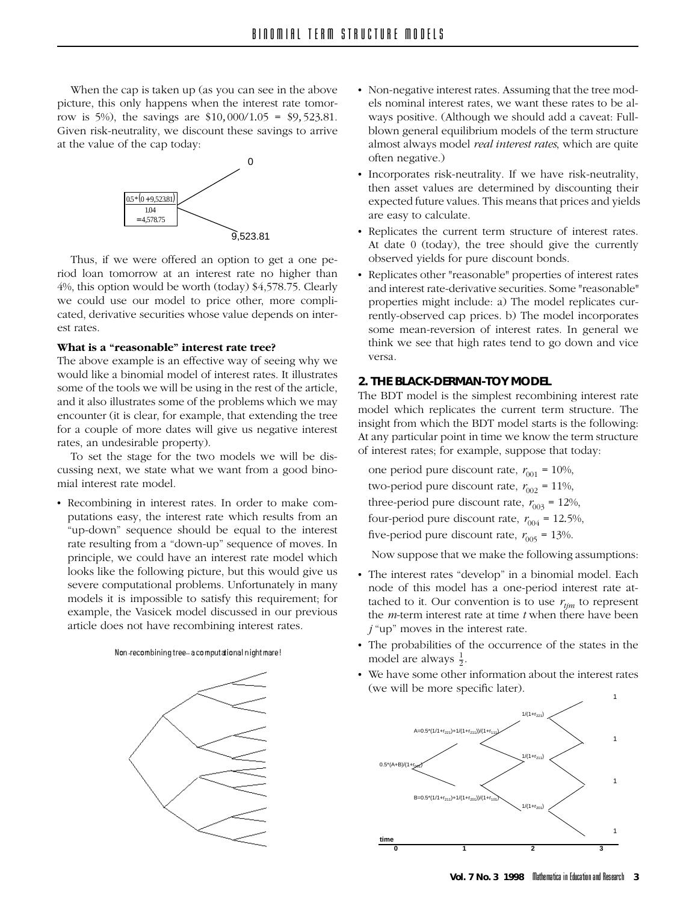When the cap is taken up (as you can see in the above picture, this only happens when the interest rate tomorrow is 5%), the savings are $10,000/1.05 = \$9,523.81$. Given risk-neutrality, we discount these savings to arrive at the value of the cap today:

$$\frac{0.5*(0+9{,}523.81)}{1.04} = 4{,}578.75$$

Thus, if we were offered an option to get a one period loan tomorrow at an interest rate no higher than 4%, this option would be worth (today) \$4,578.75. Clearly we could use our model to price other, more complicated, derivative securities whose value depends on interest rates.

**What is a "reasonable" interest rate tree?**

The above example is an effective way of seeing why we would like a binomial model of interest rates. It illustrates some of the tools we will be using in the rest of the article, and it also illustrates some of the problems which we may encounter (it is clear, for example, that extending the tree for a couple of more dates will give us negative interest rates, an undesirable property).

To set the stage for the two models we will be discussing next, we state what we want from a good binomial interest rate model.

- Recombining in interest rates. In order to make computations easy, the interest rate which results from an "up-down" sequence should be equal to the interest rate resulting from a "down-up" sequence of moves. In principle, we could have an interest rate model which looks like the following picture, but this would give us severe computational problems. Unfortunately in many models it is impossible to satisfy this requirement; for example, the Vasicek model discussed in our previous article does not have recombining interest rates.

Non-recombining tree–a computational nightmare!

- Non-negative interest rates. Assuming that the tree models nominal interest rates, we want these rates to be always positive. (Although we should add a caveat: Full-blown general equilibrium models of the term structure almost always model *real interest rates*, which are quite often negative.)
- Incorporates risk-neutrality. If we have risk-neutrality, then asset values are determined by discounting their expected future values. This means that prices and yields are easy to calculate.
- Replicates the current term structure of interest rates. At date 0 (today), the tree should give the currently observed yields for pure discount bonds.
- Replicates other "reasonable" properties of interest rates and interest rate-derivative securities. Some "reasonable" properties might include: a) The model replicates currently-observed cap prices. b) The model incorporates some mean-reversion of interest rates. In general we think we see that high rates tend to go down and vice versa.

## 2. THE BLACK-DERMAN-TOY MODEL

The BDT model is the simplest recombining interest rate model which replicates the current term structure. The insight from which the BDT model starts is the following: At any particular point in time we know the term structure of interest rates; for example, suppose that today:

one period pure discount rate, $r_{001}$ = 10%,
two-period pure discount rate, $r_{002}$ = 11%,
three-period pure discount rate, $r_{003}$ = 12%,
four-period pure discount rate, $r_{004}$ = 12.5%,
five-period pure discount rate, $r_{005}$ = 13%.

Now suppose that we make the following assumptions:

- The interest rates "develop" in a binomial model. Each node of this model has a one-period interest rate attached to it. Our convention is to use $r_{tjm}$ to represent the *m*-term interest rate at time *t* when there have been *j* "up" moves in the interest rate.
- The probabilities of the occurrence of the states in the model are always $\frac{1}{2}$.
- We have some other information about the interest rates (we will be more specific later).

$A=0.5*(1/(1+r_{221})+1/(1+r_{211}))/(1+r_{111})$

$B=0.5*(1/(1+r_{211})+1/(1+r_{201}))/(1+r_{101})$

$0.5*(A+B)/(1+r_{001})$

$1/(1+r_{221})$, $1/(1+r_{211})$, $1/(1+r_{201})$

time: 0, 1, 2, 3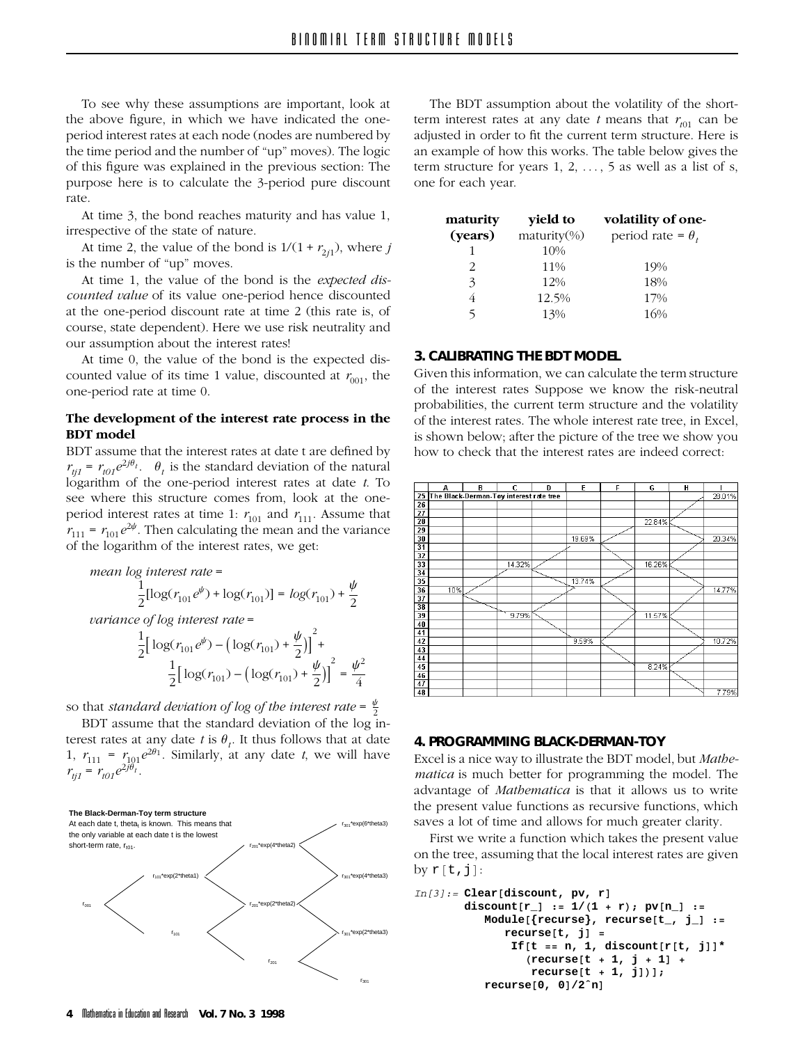To see why these assumptions are important, look at the above figure, in which we have indicated the one-period interest rates at each node (nodes are numbered by the time period and the number of "up" moves). The logic of this figure was explained in the previous section: The purpose here is to calculate the 3-period pure discount rate.

At time 3, the bond reaches maturity and has value 1, irrespective of the state of nature.

At time 2, the value of the bond is $1/(1 + r_{2j1})$, where $j$ is the number of "up" moves.

At time 1, the value of the bond is the *expected discounted value* of its value one-period hence discounted at the one-period discount rate at time 2 (this rate is, of course, state dependent). Here we use risk neutrality and our assumption about the interest rates!

At time 0, the value of the bond is the expected discounted value of its time 1 value, discounted at $r_{001}$, the one-period rate at time 0.

### The development of the interest rate process in the BDT model

BDT assume that the interest rates at date t are defined by $r_{tj1} = r_{t01}e^{2j\theta_t}$. $\theta_t$ is the standard deviation of the natural logarithm of the one-period interest rates at date $t$. To see where this structure comes from, look at the one-period interest rates at time 1: $r_{101}$ and $r_{111}$. Assume that $r_{111} = r_{101}e^{2\psi}$. Then calculating the mean and the variance of the logarithm of the interest rates, we get:

*mean log interest rate* =

$$\frac{1}{2}[\log(r_{101}e^{\psi}) + \log(r_{101})] = \log(r_{101}) + \frac{\psi}{2}$$

*variance of log interest rate* =

$$\frac{1}{2}\Big[\log(r_{101}e^{\psi}) - \Big(\log(r_{101}) + \frac{\psi}{2}\Big)\Big]^2 + \frac{1}{2}\Big[\log(r_{101}) - \Big(\log(r_{101}) + \frac{\psi}{2}\Big)\Big]^2 = \frac{\psi^2}{4}$$

so that *standard deviation of log of the interest rate* = $\frac{\psi}{2}$

BDT assume that the standard deviation of the log interest rates at any date $t$ is $\theta_t$. It thus follows that at date 1, $r_{111} = r_{101}e^{2\theta_1}$. Similarly, at any date $t$, we will have $r_{tj1} = r_{t01}e^{2j\theta_t}$.

**The Black-Derman-Toy term structure**

At each date t, theta$_t$ is known. This means that the only variable at each date t is the lowest short-term rate, $r_{t01}$.

| | | | |
|---|---|---|---|
| | | | $r_{301}$\*exp(6\*theta3) |
| | | $r_{201}$\*exp(4\*theta2) | |
| | $r_{101}$\*exp(2\*theta1) | | $r_{301}$\*exp(4\*theta3) |
| $r_{001}$ | | $r_{201}$\*exp(2\*theta2) | |
| | $r_{101}$ | | $r_{301}$\*exp(2\*theta3) |
| | | $r_{201}$ | |
| | | | $r_{301}$ |

The BDT assumption about the volatility of the short-term interest rates at any date $t$ means that $r_{t01}$ can be adjusted in order to fit the current term structure. Here is an example of how this works. The table below gives the term structure for years 1, 2, . . . , 5 as well as a list of s, one for each year.

| maturity (years) | yield to maturity(%) | volatility of one-period rate = $\theta_t$ |
|---|---|---|
| 1 | 10% | |
| 2 | 11% | 19% |
| 3 | 12% | 18% |
| 4 | 12.5% | 17% |
| 5 | 13% | 16% |

## 3. CALIBRATING THE BDT MODEL

Given this information, we can calculate the term structure of the interest rates Suppose we know the risk-neutral probabilities, the current term structure and the volatility of the interest rates. The whole interest rate tree, in Excel, is shown below; after the picture of the tree we show you how to check that the interest rates are indeed correct:

| | A | B | C | D | E | F | G | H | I |
|---|---|---|---|---|---|---|---|---|---|
| 25 | The Black-Derman-Toy interest rate tree | | | | | | | | 29.01% |
| 26 | | | | | | | | | |
| 27 | | | | | | | | | |
| 28 | | | | | | | 22.84% | | |
| 29 | | | | | | | | | |
| 30 | | | | | 19.69% | | | | 20.34% |
| 31 | | | | | | | | | |
| 32 | | | | | | | | | |
| 33 | | | 14.32% | | | | 16.26% | | |
| 34 | | | | | | | | | |
| 35 | | | | | 13.74% | | | | |
| 36 | 10% | | | | | | | | 14.77% |
| 37 | | | | | | | | | |
| 38 | | | | | | | | | |
| 39 | | | 9.79% | | | | 11.57% | | |
| 40 | | | | | | | | | |
| 41 | | | | | | | | | |
| 42 | | | | | 9.59% | | | | 10.72% |
| 43 | | | | | | | | | |
| 44 | | | | | | | | | |
| 45 | | | | | | | 8.24% | | |
| 46 | | | | | | | | | |
| 47 | | | | | | | | | |
| 48 | | | | | | | | | 7.79% |

## 4. PROGRAMMING BLACK-DERMAN-TOY

Excel is a nice way to illustrate the BDT model, but *Mathematica* is much better for programming the model. The advantage of *Mathematica* is that it allows us to write the present value functions as recursive functions, which saves a lot of time and allows for much greater clarity.

First we write a function which takes the present value on the tree, assuming that the local interest rates are given by `r[t,j]`:

```
In[3]:= Clear[discount, pv, r]
        discount[r_] := 1/(1 + r); pv[n_] :=
           Module[{recurse}, recurse[t_, j_] :=
               recurse[t, j] =
                If[t == n, 1, discount[r[t, j]]*
                  (recurse[t + 1, j + 1] +
                   recurse[t + 1, j])];
           recurse[0, 0]/2^n]
```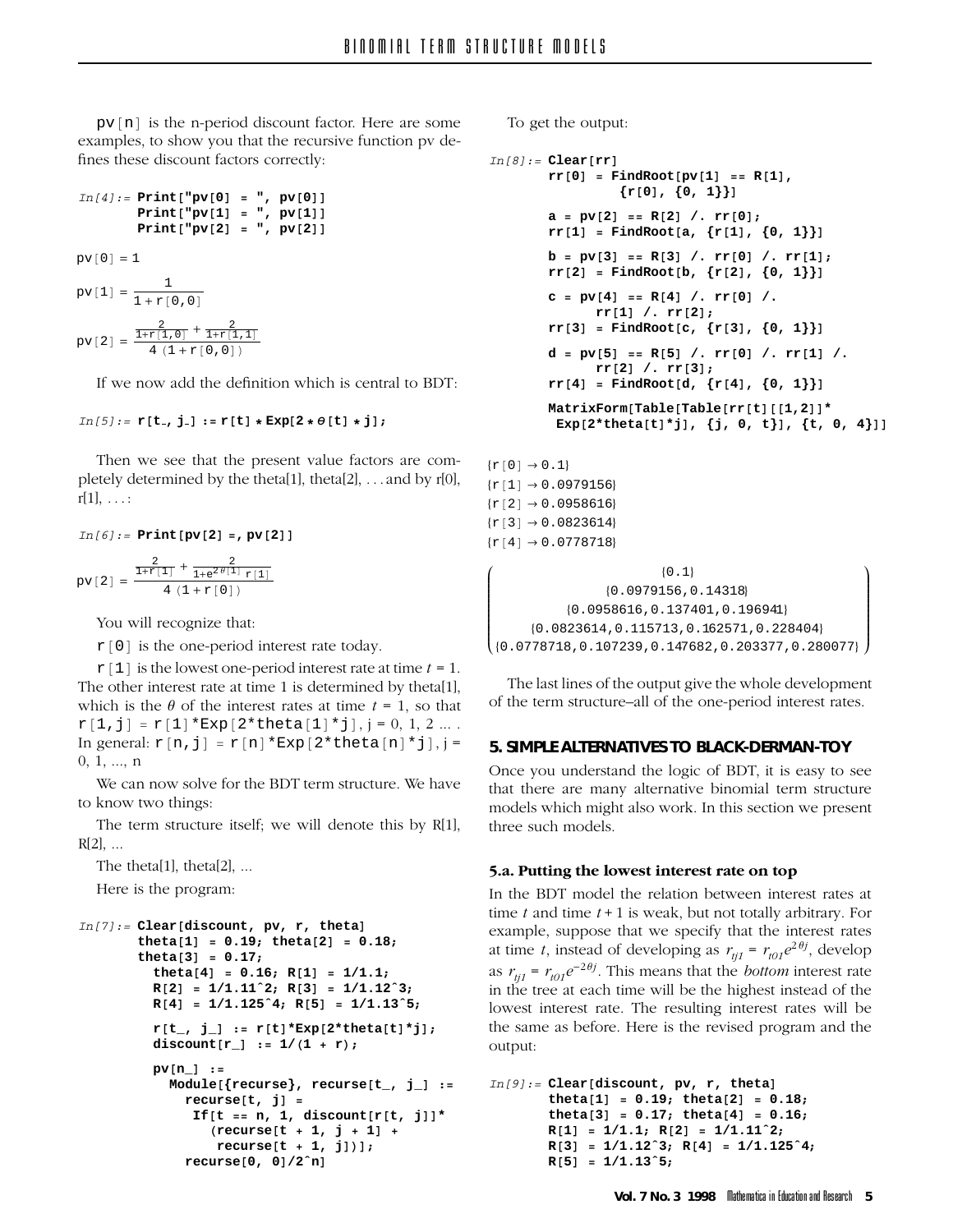pv[n] is the n-period discount factor. Here are some examples, to show you that the recursive function pv defines these discount factors correctly:

```
In[4]:= Print["pv[0] = ", pv[0]]
        Print["pv[1] = ", pv[1]]
        Print["pv[2] = ", pv[2]]
```

pv[0] = 1

$$\text{pv[1]} = \frac{1}{1 + \text{r[0,0]}}$$

$$\text{pv[2]} = \frac{\frac{2}{1+\text{r[1,0]}} + \frac{2}{1+\text{r[1,1]}}}{4\,(1 + \text{r[0,0]})}$$

If we now add the definition which is central to BDT:

```
In[5]:= r[t_, j_] := r[t] * Exp[2 * θ[t] * j];
```

Then we see that the present value factors are completely determined by the theta[1], theta[2], . . . and by r[0], r[1], . . . :

```
In[6]:= Print[pv[2] =, pv[2]]
```

$$\text{pv[2]} = \frac{\frac{2}{1+\text{r[1]}} + \frac{2}{1+e^{2\theta[1]}\,\text{r[1]}}}{4\,(1 + \text{r[0]})}$$

You will recognize that:

r[0] is the one-period interest rate today.

r[1] is the lowest one-period interest rate at time $t = 1$. The other interest rate at time 1 is determined by theta[1], which is the $\theta$ of the interest rates at time $t = 1$, so that r[1,j] = r[1]*Exp[2*theta[1]*j], j = 0, 1, 2 ... . In general: r[n,j] = r[n]*Exp[2*theta[n]*j], j = 0, 1, ..., n

We can now solve for the BDT term structure. We have to know two things:

The term structure itself; we will denote this by R[1], R[2], ...

The theta[1], theta[2], ...

Here is the program:

```
In[7]:= Clear[discount, pv, r, theta]
        theta[1] = 0.19; theta[2] = 0.18;
        theta[3] = 0.17;
          theta[4] = 0.16; R[1] = 1/1.1;
          R[2] = 1/1.11^2; R[3] = 1/1.12^3;
          R[4] = 1/1.125^4; R[5] = 1/1.13^5;
          r[t_, j_] := r[t]*Exp[2*theta[t]*j];
          discount[r_] := 1/(1 + r);
          pv[n_] :=
            Module[{recurse}, recurse[t_, j_] :=
              recurse[t, j] =
               If[t == n, 1, discount[r[t, j]]*
                 (recurse[t + 1, j + 1] +
                  recurse[t + 1, j])];
              recurse[0, 0]/2^n]
```

To get the output:

```
In[8]:= Clear[rr]
        rr[0] = FindRoot[pv[1] == R[1],
                 {r[0], {0, 1}}]
        a = pv[2] == R[2] /. rr[0];
        rr[1] = FindRoot[a, {r[1], {0, 1}}]
        b = pv[3] == R[3] /. rr[0] /. rr[1];
        rr[2] = FindRoot[b, {r[2], {0, 1}}]
        c = pv[4] == R[4] /. rr[0] /.
             rr[1] /. rr[2];
        rr[3] = FindRoot[c, {r[3], {0, 1}}]
        d = pv[5] == R[5] /. rr[0] /. rr[1] /.
             rr[2] /. rr[3];
        rr[4] = FindRoot[d, {r[4], {0, 1}}]
        MatrixForm[Table[Table[rr[t][[1,2]]*
         Exp[2*theta[t]*j], {j, 0, t}], {t, 0, 4}]]
```

```
{r[0] → 0.1}
{r[1] → 0.0979156}
{r[2] → 0.0958616}
{r[3] → 0.0823614}
{r[4] → 0.0778718}
```

```
(                      {0.1}                            )
(              {0.0979156,0.14318}                      )
(         {0.0958616,0.137401,0.196941}                 )
(     {0.0823614,0.115713,0.162571,0.228404}            )
( {0.0778718,0.107239,0.147682,0.203377,0.280077}       )
```

The last lines of the output give the whole development of the term structure–all of the one-period interest rates.

## 5. SIMPLE ALTERNATIVES TO BLACK-DERMAN-TOY

Once you understand the logic of BDT, it is easy to see that there are many alternative binomial term structure models which might also work. In this section we present three such models.

### 5.a. Putting the lowest interest rate on top

In the BDT model the relation between interest rates at time $t$ and time $t+1$ is weak, but not totally arbitrary. For example, suppose that we specify that the interest rates at time $t$, instead of developing as $r_{tj1} = r_{t01}e^{2\theta j}$, develop as $r_{tj1} = r_{t01}e^{-2\theta j}$. This means that the *bottom* interest rate in the tree at each time will be the highest instead of the lowest interest rate. The resulting interest rates will be the same as before. Here is the revised program and the output:

```
In[9]:= Clear[discount, pv, r, theta]
        theta[1] = 0.19; theta[2] = 0.18;
        theta[3] = 0.17; theta[4] = 0.16;
        R[1] = 1/1.1; R[2] = 1/1.11^2;
        R[3] = 1/1.12^3; R[4] = 1/1.125^4;
        R[5] = 1/1.13^5;
```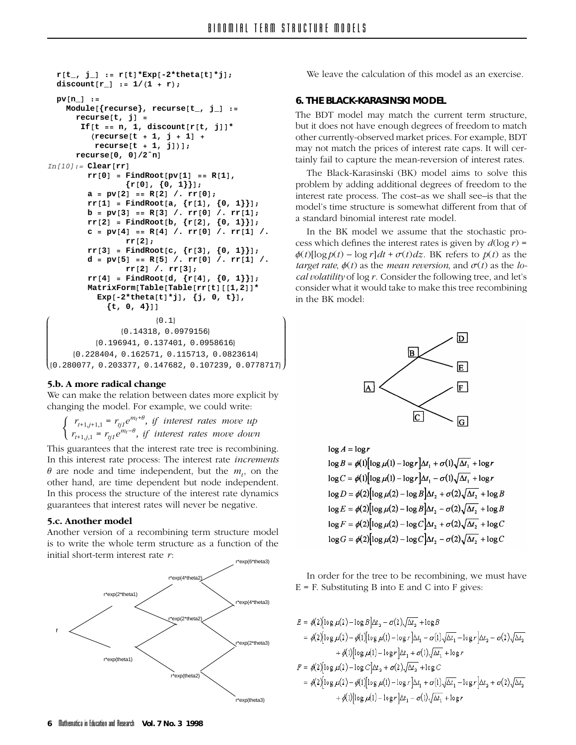```
r[t_, j_] := r[t]*Exp[-2*theta[t]*j];
discount[r_] := 1/(1 + r);

pv[n_] :=
  Module[{recurse}, recurse[t_, j_] :=
    recurse[t, j] =
     If[t == n, 1, discount[r[t, j]]*
       (recurse[t + 1, j + 1] +
        recurse[t + 1, j])];
    recurse[0, 0]/2^n]
In[10]:= Clear[rr]
       rr[0] = FindRoot[pv[1] == R[1],
              {r[0], {0, 1}}];
       a = pv[2] == R[2] /. rr[0];
       rr[1] = FindRoot[a, {r[1], {0, 1}}];
       b = pv[3] == R[3] /. rr[0] /. rr[1];
       rr[2] = FindRoot[b, {r[2], {0, 1}}];
       c = pv[4] == R[4] /. rr[0] /. rr[1] /.
              rr[2];
       rr[3] = FindRoot[c, {r[3], {0, 1}}];
       d = pv[5] == R[5] /. rr[0] /. rr[1] /.
              rr[2] /. rr[3];
       rr[4] = FindRoot[d, {r[4], {0, 1}}];
       MatrixForm[Table[Table[rr[t][[1,2]]*
         Exp[-2*theta[t]*j], {j, 0, t}],
           {t, 0, 4}]]
```

$$\begin{pmatrix} \{0.1\} \\ \{0.14318, 0.0979156\} \\ \{0.196941, 0.137401, 0.0958616\} \\ \{0.228404, 0.162571, 0.115713, 0.0823614\} \\ \{0.280077, 0.203377, 0.147682, 0.107239, 0.0778717\} \end{pmatrix}$$

### 5.b. A more radical change

We can make the relation between dates more explicit by changing the model. For example, we could write:

$$\begin{cases} r_{t+1,j+1,1} = r_{tj1} e^{m_t+\theta}, \text{ if interest rates move up} \\ r_{t+1,j,1} = r_{tj1} e^{m_t-\theta}, \text{ if interest rates move down} \end{cases}$$

This guarantees that the interest rate tree is recombining. In this interest rate process: The interest rate *increments* $\theta$ are node and time independent, but the $m_t$, on the other hand, are time dependent but node independent. In this process the structure of the interest rate dynamics guarantees that interest rates will never be negative.

### 5.c. Another model

Another version of a recombining term structure model is to write the whole term structure as a function of the initial short-term interest rate $r$:

```
                                                      r*exp(6*theta3)
                              r*exp(4*theta2)
          r*exp(2*theta1)                             r*exp(4*theta3)
 r                            r*exp(2*theta2)
                                                      r*exp(2*theta3)
          r*exp(theta1)
                              r*exp(theta2)
                                                      r*exp(theta3)
```

We leave the calculation of this model as an exercise.

## 6. THE BLACK-KARASINSKI MODEL

The BDT model may match the current term structure, but it does not have enough degrees of freedom to match other currently-observed market prices. For example, BDT may not match the prices of interest rate caps. It will certainly fail to capture the mean-reversion of interest rates.

The Black-Karasinski (BK) model aims to solve this problem by adding additional degrees of freedom to the interest rate process. The cost–as we shall see–is that the model's time structure is somewhat different from that of a standard binomial interest rate model.

In the BK model we assume that the stochastic process which defines the interest rates is given by $d(\log r) = \phi(t)[\log p(t) - \log r]dt + \sigma(t)dz$. BK refers to $p(t)$ as the *target rate*, $\phi(t)$ as the *mean reversion*, and $\sigma(t)$ as the *local volatility* of log $r$. Consider the following tree, and let's consider what it would take to make this tree recombining in the BK model:

```
                 D
         B
                 E
 A
                 F
         C
                 G
```

$$\log A = \log r$$

$$\log B = \phi(1)\left[\log \mu(1) - \log r\right]\Delta t_1 + \sigma(1)\sqrt{\Delta t_1} + \log r$$

$$\log C = \phi(1)\left[\log \mu(1) - \log r\right]\Delta t_1 - \sigma(1)\sqrt{\Delta t_1} + \log r$$

$$\log D = \phi(2)\left[\log \mu(2) - \log B\right]\Delta t_2 + \sigma(2)\sqrt{\Delta t_2} + \log B$$

$$\log E = \phi(2)\left[\log \mu(2) - \log B\right]\Delta t_2 - \sigma(2)\sqrt{\Delta t_2} + \log B$$

$$\log F = \phi(2)\left[\log \mu(2) - \log C\right]\Delta t_2 + \sigma(2)\sqrt{\Delta t_2} + \log C$$

$$\log G = \phi(2)\left[\log \mu(2) - \log C\right]\Delta t_2 - \sigma(2)\sqrt{\Delta t_2} + \log C$$

In order for the tree to be recombining, we must have E = F. Substituting B into E and C into F gives:

$$\begin{aligned} E &= \phi(2)\left[\log \mu(2) - \log B\right]\Delta t_2 - \sigma(2)\sqrt{\Delta t_2} + \log B \\ &= \phi(2)\left[\log \mu(2) - \phi(1)\left[\log \mu(1) - \log r\right]\Delta t_1 - \sigma(1)\sqrt{\Delta t_1} - \log r\right]\Delta t_2 - \sigma(2)\sqrt{\Delta t_2} \\ &\quad + \phi(1)\left[\log \mu(1) - \log r\right]\Delta t_1 + \sigma(1)\sqrt{\Delta t_1} + \log r \\ F &= \phi(2)\left[\log \mu(2) - \log C\right]\Delta t_2 + \sigma(2)\sqrt{\Delta t_2} + \log C \\ &= \phi(2)\left[\log \mu(2) - \phi(1)\left[\log \mu(1) - \log r\right]\Delta t_1 + \sigma(1)\sqrt{\Delta t_1} - \log r\right]\Delta t_2 + \sigma(2)\sqrt{\Delta t_2} \\ &\quad + \phi(1)\left[\log \mu(1) - \log r\right]\Delta t_1 - \sigma(1)\sqrt{\Delta t_1} + \log r \end{aligned}$$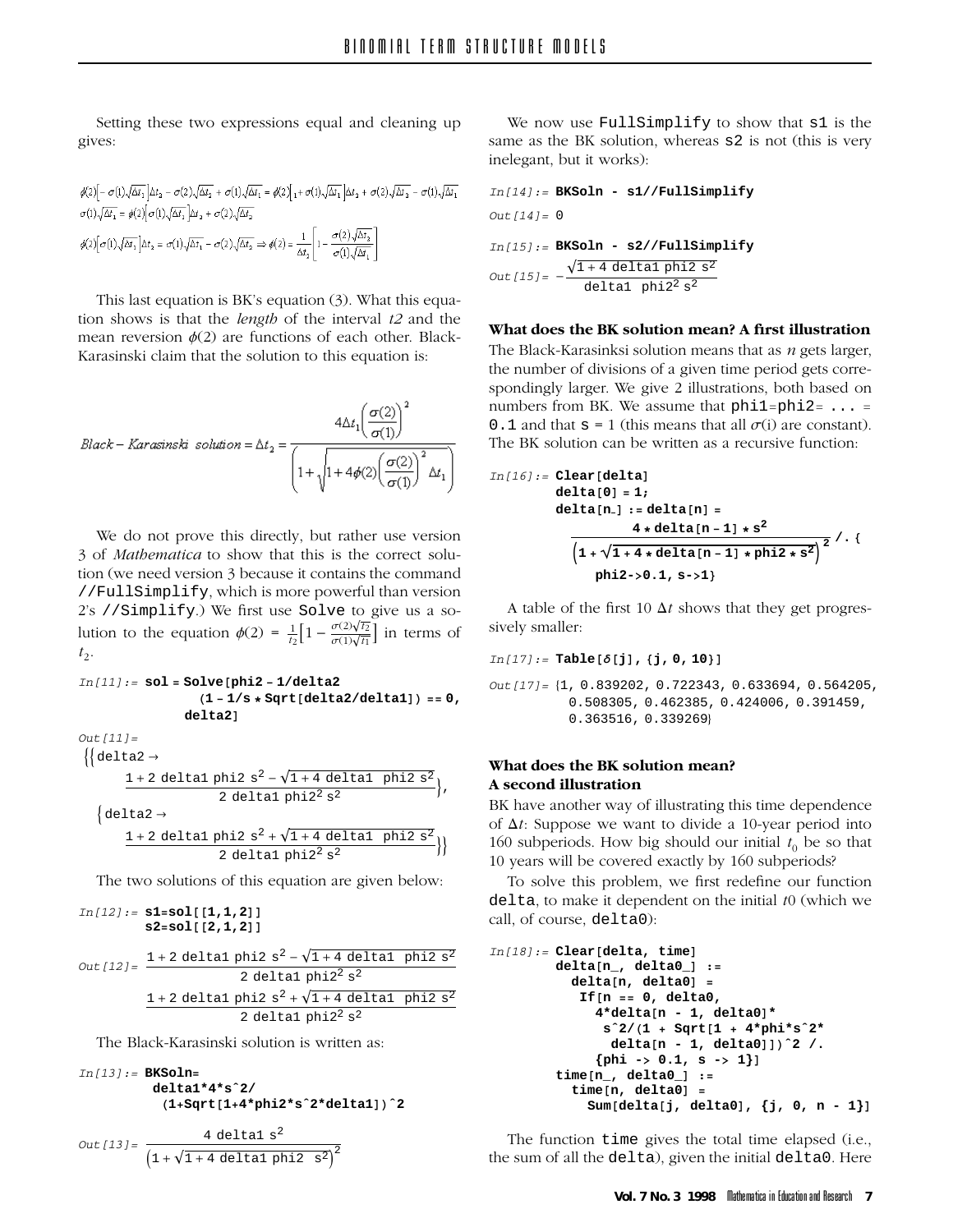Setting these two expressions equal and cleaning up gives:

$$\phi(2)\left[-\sigma(1)\sqrt{\Delta t_1}\right]\Delta t_2 - \sigma(2)\sqrt{\Delta t_2} + \sigma(1)\sqrt{\Delta t_1} = \phi(2)\left[1 + \sigma(1)\sqrt{\Delta t_1}\right]\Delta t_2 + \sigma(2)\sqrt{\Delta t_2} - \sigma(1)\sqrt{\Delta t_1}$$

$$\sigma(1)\sqrt{\Delta t_1} = \phi(2)\left[\sigma(1)\sqrt{\Delta t_1}\right]\Delta t_2 + \sigma(2)\sqrt{\Delta t_2}$$

$$\phi(2)\left[\sigma(1)\sqrt{\Delta t_1}\right]\Delta t_2 = \sigma(1)\sqrt{\Delta t_1} - \sigma(2)\sqrt{\Delta t_2} \Rightarrow \phi(2) = \frac{1}{\Delta t_2}\left[1 - \frac{\sigma(2)\sqrt{\Delta t_2}}{\sigma(1)\sqrt{\Delta t_1}}\right]$$

This last equation is BK's equation (3). What this equation shows is that the *length* of the interval *t2* and the mean reversion $\phi(2)$ are functions of each other. Black-Karasinski claim that the solution to this equation is:

$$Black - Karasinski\ \ solution = \Delta t_2 = \frac{4\Delta t_1\left(\frac{\sigma(2)}{\sigma(1)}\right)^2}{\left(1+\sqrt{1+4\phi(2)\left(\frac{\sigma(2)}{\sigma(1)}\right)^2\Delta t_1}\right)}$$

We do not prove this directly, but rather use version 3 of *Mathematica* to show that this is the correct solution (we need version 3 because it contains the command //FullSimplify, which is more powerful than version 2's //Simplify.) We first use Solve to give us a solution to the equation $\phi(2) = \frac{1}{t_2}\left[1 - \frac{\sigma(2)\sqrt{t_2}}{\sigma(1)\sqrt{t_1}}\right]$ in terms of $t_2$.

```
In[11]:= sol = Solve[phi2 - 1/delta2
              (1 - 1/s * Sqrt[delta2/delta1]) == 0,
           delta2]
```

```
Out[11]=
{{delta2 -> (1 + 2 delta1 phi2 s^2 - Sqrt[1 + 4 delta1 phi2 s^2]) / (2 delta1 phi2^2 s^2)},
 {delta2 -> (1 + 2 delta1 phi2 s^2 + Sqrt[1 + 4 delta1 phi2 s^2]) / (2 delta1 phi2^2 s^2)}}
```

The two solutions of this equation are given below:

```
In[12]:= s1=sol[[1,1,2]]
         s2=sol[[2,1,2]]
```

```
Out[12]= (1 + 2 delta1 phi2 s^2 - Sqrt[1 + 4 delta1 phi2 s^2]) / (2 delta1 phi2^2 s^2)
         (1 + 2 delta1 phi2 s^2 + Sqrt[1 + 4 delta1 phi2 s^2]) / (2 delta1 phi2^2 s^2)
```

The Black-Karasinski solution is written as:

```
In[13]:= BKSoln=
          delta1*4*s^2/
           (1+Sqrt[1+4*phi2*s^2*delta1])^2
```

```
Out[13]= 4 delta1 s^2 / (1 + Sqrt[1 + 4 delta1 phi2 s^2])^2
```

We now use FullSimplify to show that s1 is the same as the BK solution, whereas s2 is not (this is very inelegant, but it works):

```
In[14]:= BKSoln - s1//FullSimplify
Out[14]= 0
```

```
In[15]:= BKSoln - s2//FullSimplify
Out[15]= -Sqrt[1 + 4 delta1 phi2 s^2] / (delta1 phi2^2 s^2)
```

### What does the BK solution mean? A first illustration

The Black-Karasinksi solution means that as *n* gets larger, the number of divisions of a given time period gets correspondingly larger. We give 2 illustrations, both based on numbers from BK. We assume that phi1=phi2= ... = 0.1 and that s = 1 (this means that all $\sigma(i)$ are constant). The BK solution can be written as a recursive function:

```
In[16]:= Clear[delta]
         delta[0] = 1;
         delta[n_] := delta[n] =
            4 * delta[n - 1] * s^2 /
            (1 + Sqrt[1 + 4 * delta[n - 1] * phi2 * s^2])^2 /. {
              phi2->0.1, s->1}
```

A table of the first 10 $\Delta t$ shows that they get progressively smaller:

```
In[17]:= Table[δ[j], {j, 0, 10}]
```

```
Out[17]= {1, 0.839202, 0.722343, 0.633694, 0.564205,
          0.508305, 0.462385, 0.424006, 0.391459,
          0.363516, 0.339269}
```

### What does the BK solution mean? A second illustration

BK have another way of illustrating this time dependence of $\Delta t$: Suppose we want to divide a 10-year period into 160 subperiods. How big should our initial $t_0$ be so that 10 years will be covered exactly by 160 subperiods?

To solve this problem, we first redefine our function delta, to make it dependent on the initial *t*0 (which we call, of course, delta0):

```
In[18]:= Clear[delta, time]
         delta[n_, delta0_] :=
           delta[n, delta0] =
            If[n == 0, delta0,
              4*delta[n - 1, delta0]*
               s^2/(1 + Sqrt[1 + 4*phi*s^2*
                 delta[n - 1, delta0]])^2 /.
              {phi -> 0.1, s -> 1}]
         time[n_, delta0_] :=
           time[n, delta0] =
             Sum[delta[j, delta0], {j, 0, n - 1}]
```

The function time gives the total time elapsed (i.e., the sum of all the delta), given the initial delta0. Here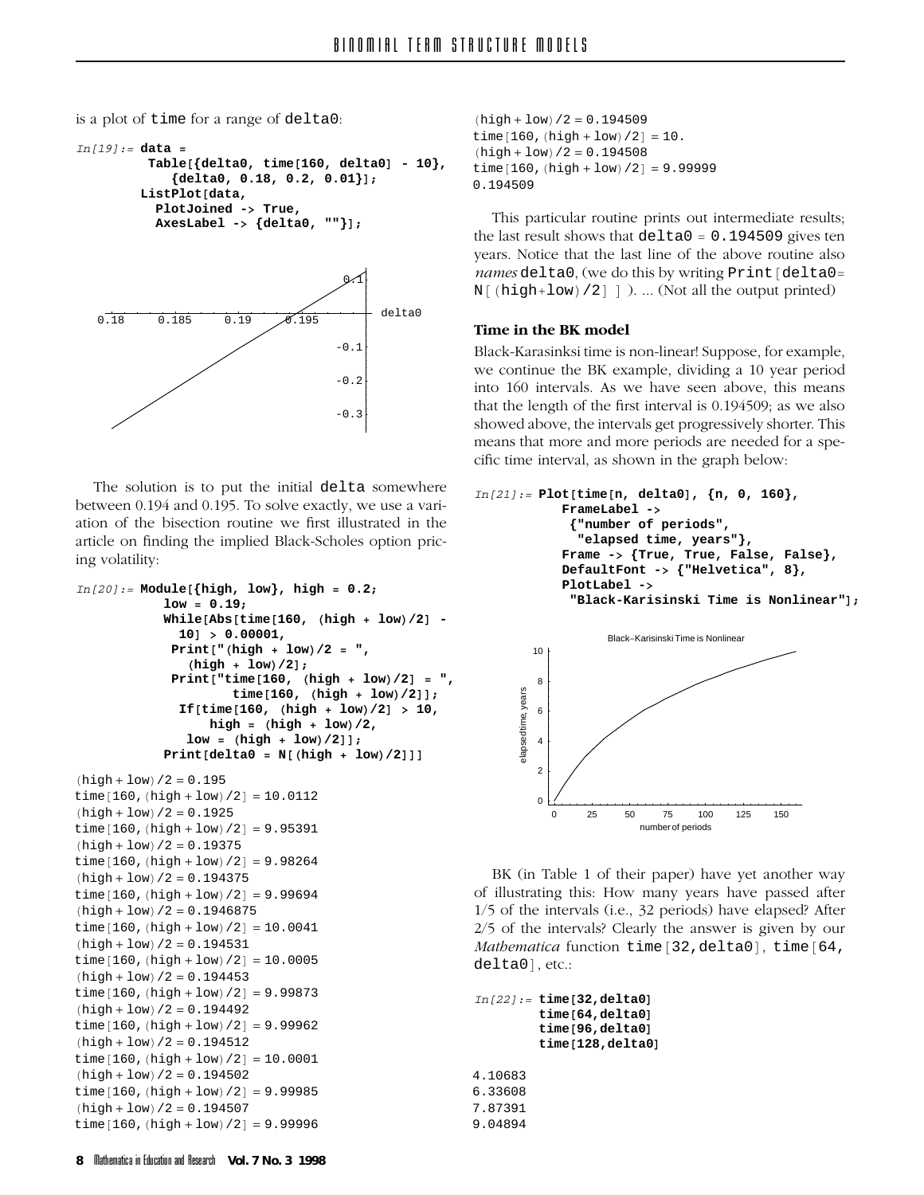is a plot of time for a range of delta0:

```
In[19]:= data =
           Table[{delta0, time[160, delta0] - 10},
             {delta0, 0.18, 0.2, 0.01}];
         ListPlot[data,
           PlotJoined -> True,
           AxesLabel -> {delta0, ""}];
```

The solution is to put the initial delta somewhere between 0.194 and 0.195. To solve exactly, we use a variation of the bisection routine we first illustrated in the article on finding the implied Black-Scholes option pricing volatility:

```
In[20]:= Module[{high, low}, high = 0.2;
           low = 0.19;
           While[Abs[time[160, (high + low)/2] -
              10] > 0.00001,
             Print["(high + low)/2 = ",
               (high + low)/2];
             Print["time[160, (high + low)/2] = ",
                   time[160, (high + low)/2]];
              If[time[160, (high + low)/2] > 10,
                  high = (high + low)/2,
                low = (high + low)/2]];
           Print[delta0 = N[(high + low)/2]]]

(high + low)/2 = 0.195
time[160, (high + low)/2] = 10.0112
(high + low)/2 = 0.1925
time[160, (high + low)/2] = 9.95391
(high + low)/2 = 0.19375
time[160, (high + low)/2] = 9.98264
(high + low)/2 = 0.194375
time[160, (high + low)/2] = 9.99694
(high + low)/2 = 0.1946875
time[160, (high + low)/2] = 10.0041
(high + low)/2 = 0.194531
time[160, (high + low)/2] = 10.0005
(high + low)/2 = 0.194453
time[160, (high + low)/2] = 9.99873
(high + low)/2 = 0.194492
time[160, (high + low)/2] = 9.99962
(high + low)/2 = 0.194512
time[160, (high + low)/2] = 10.0001
(high + low)/2 = 0.194502
time[160, (high + low)/2] = 9.99985
(high + low)/2 = 0.194507
time[160, (high + low)/2] = 9.99996
(high + low)/2 = 0.194509
time[160, (high + low)/2] = 10.
(high + low)/2 = 0.194508
time[160, (high + low)/2] = 9.99999
0.194509
```

This particular routine prints out intermediate results; the last result shows that delta0 = 0.194509 gives ten years. Notice that the last line of the above routine also *names* delta0, (we do this by writing Print[delta0= N[(high+low)/2] ] ). ... (Not all the output printed)

### Time in the BK model

Black-Karasinksi time is non-linear! Suppose, for example, we continue the BK example, dividing a 10 year period into 160 intervals. As we have seen above, this means that the length of the first interval is 0.194509; as we also showed above, the intervals get progressively shorter. This means that more and more periods are needed for a specific time interval, as shown in the graph below:

```
In[21]:= Plot[time[n, delta0], {n, 0, 160},
           FrameLabel ->
            {"number of periods",
             "elapsed time, years"},
           Frame -> {True, True, False, False},
           DefaultFont -> {"Helvetica", 8},
           PlotLabel ->
            "Black-Karisinski Time is Nonlinear"];
```

BK (in Table 1 of their paper) have yet another way of illustrating this: How many years have passed after 1/5 of the intervals (i.e., 32 periods) have elapsed? After 2/5 of the intervals? Clearly the answer is given by our *Mathematica* function time[32,delta0], time[64, delta0], etc.:

```
In[22]:= time[32,delta0]
         time[64,delta0]
         time[96,delta0]
         time[128,delta0]

4.10683
6.33608
7.87391
9.04894
```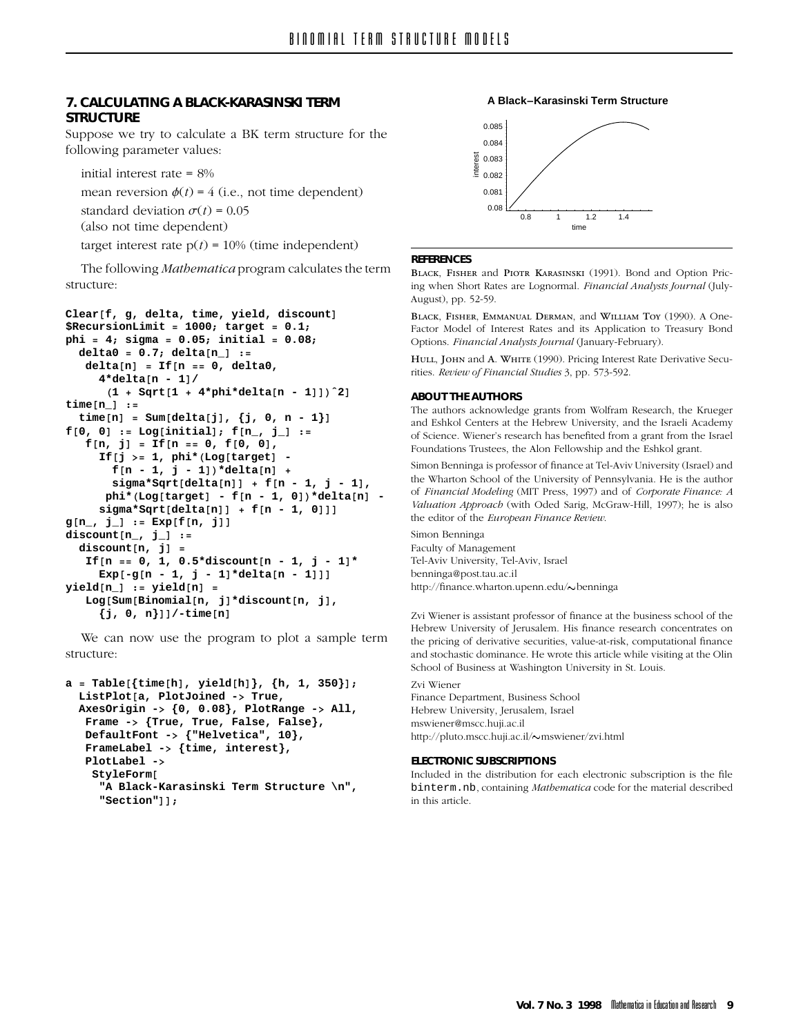## 7. CALCULATING A BLACK-KARASINSKI TERM STRUCTURE

Suppose we try to calculate a BK term structure for the following parameter values:

initial interest rate = 8%

mean reversion $\phi(t) = 4$ (i.e., not time dependent)

standard deviation $\sigma(t) = 0.05$ (also not time dependent)

target interest rate $p(t) = 10\%$ (time independent)

The following *Mathematica* program calculates the term structure:

```
Clear[f, g, delta, time, yield, discount]
$RecursionLimit = 1000; target = 0.1;
phi = 4; sigma = 0.05; initial = 0.08;
  delta0 = 0.7; delta[n_] :=
   delta[n] = If[n == 0, delta0,
     4*delta[n - 1]/
      (1 + Sqrt[1 + 4*phi*delta[n - 1]])^2]
time[n_] :=
  time[n] = Sum[delta[j], {j, 0, n - 1}]
f[0, 0] := Log[initial]; f[n_, j_] :=
   f[n, j] = If[n == 0, f[0, 0],
     If[j >= 1, phi*(Log[target] -
        f[n - 1, j - 1])*delta[n] +
       sigma*Sqrt[delta[n]] + f[n - 1, j - 1],
      phi*(Log[target] - f[n - 1, 0])*delta[n] -
     sigma*Sqrt[delta[n]] + f[n - 1, 0]]]
g[n_, j_] := Exp[f[n, j]]
discount[n_, j_] :=
  discount[n, j] =
   If[n == 0, 1, 0.5*discount[n - 1, j - 1]*
     Exp[-g[n - 1, j - 1]*delta[n - 1]]]
yield[n_] := yield[n] =
   Log[Sum[Binomial[n, j]*discount[n, j],
     {j, 0, n}]]/-time[n]
```

We can now use the program to plot a sample term structure:

```
a = Table[{time[h], yield[h]}, {h, 1, 350}];
  ListPlot[a, PlotJoined -> True,
  AxesOrigin -> {0, 0.08}, PlotRange -> All,
   Frame -> {True, True, False, False},
   DefaultFont -> {"Helvetica", 10},
   FrameLabel -> {time, interest},
   PlotLabel ->
    StyleForm[
     "A Black-Karasinski Term Structure \n",
     "Section"]];
```

**A Black–Karasinski Term Structure**

interest

0.085
0.084
0.083
0.082
0.081
0.08

0.8
1
1.2
1.4

time

### REFERENCES

Black, Fisher and Piotr Karasinski (1991). Bond and Option Pricing when Short Rates are Lognormal. *Financial Analysts Journal* (July-August), pp. 52-59.

Black, Fisher, Emmanual Derman, and William Toy (1990). A One-Factor Model of Interest Rates and its Application to Treasury Bond Options. *Financial Analysts Journal* (January-February).

Hull, John and A. White (1990). Pricing Interest Rate Derivative Securities. *Review of Financial Studies* 3, pp. 573-592.

### ABOUT THE AUTHORS

The authors acknowledge grants from Wolfram Research, the Krueger and Eshkol Centers at the Hebrew University, and the Israeli Academy of Science. Wiener's research has benefited from a grant from the Israel Foundations Trustees, the Alon Fellowship and the Eshkol grant.

Simon Benninga is professor of finance at Tel-Aviv University (Israel) and the Wharton School of the University of Pennsylvania. He is the author of *Financial Modeling* (MIT Press, 1997) and of *Corporate Finance: A Valuation Approach* (with Oded Sarig, McGraw-Hill, 1997); he is also the editor of the *European Finance Review*.

Simon Benninga
Faculty of Management
Tel-Aviv University, Tel-Aviv, Israel
benninga@post.tau.ac.il
http://finance.wharton.upenn.edu/~benninga

Zvi Wiener is assistant professor of finance at the business school of the Hebrew University of Jerusalem. His finance research concentrates on the pricing of derivative securities, value-at-risk, computational finance and stochastic dominance. He wrote this article while visiting at the Olin School of Business at Washington University in St. Louis.

Zvi Wiener
Finance Department, Business School
Hebrew University, Jerusalem, Israel
mswiener@mscc.huji.ac.il
http://pluto.mscc.huji.ac.il/~mswiener/zvi.html

### ELECTRONIC SUBSCRIPTIONS

Included in the distribution for each electronic subscription is the file `binterm.nb`, containing *Mathematica* code for the material described in this article.